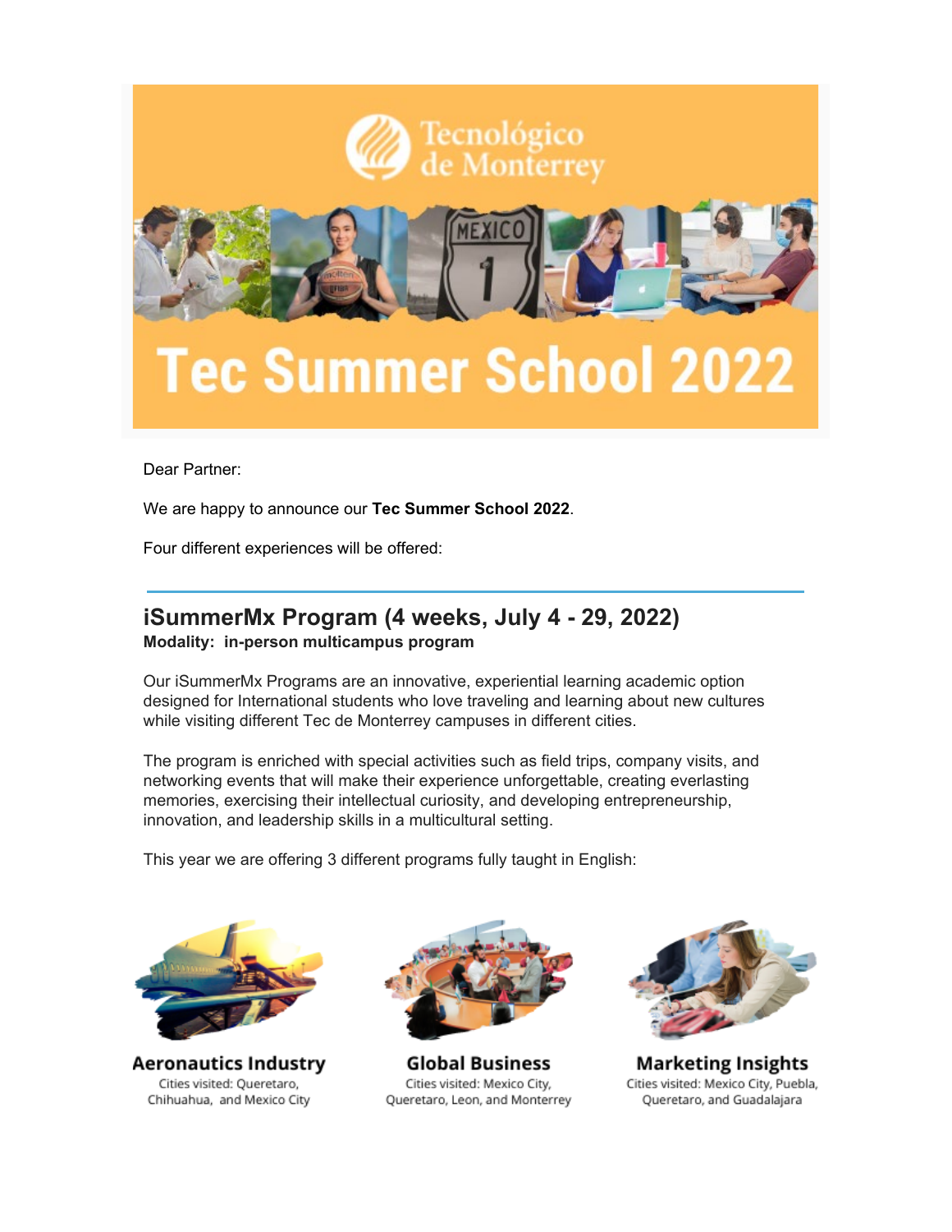# Tec Summer School 2022

Dear Partner:

We are happy to announce our **Tec Summer School 2022**.

Four different experiences will be offered:

---

## iSummerMx Program (4 weeks, July 4 - 29, 2022)

**Modality: in-person multicampus program**

Our iSummerMx Programs are an innovative, experiential learning academic option designed for International students who love traveling and learning about new cultures while visiting different Tec de Monterrey campuses in different cities.

The program is enriched with special activities such as field trips, company visits, and networking events that will make their experience unforgettable, creating everlasting memories, exercising their intellectual curiosity, and developing entrepreneurship, innovation, and leadership skills in a multicultural setting.

This year we are offering 3 different programs fully taught in English:

**Aeronautics Industry**
Cities visited: Queretaro, Chihuahua, and Mexico City

**Global Business**
Cities visited: Mexico City, Queretaro, Leon, and Monterrey

**Marketing Insights**
Cities visited: Mexico City, Puebla, Queretaro, and Guadalajara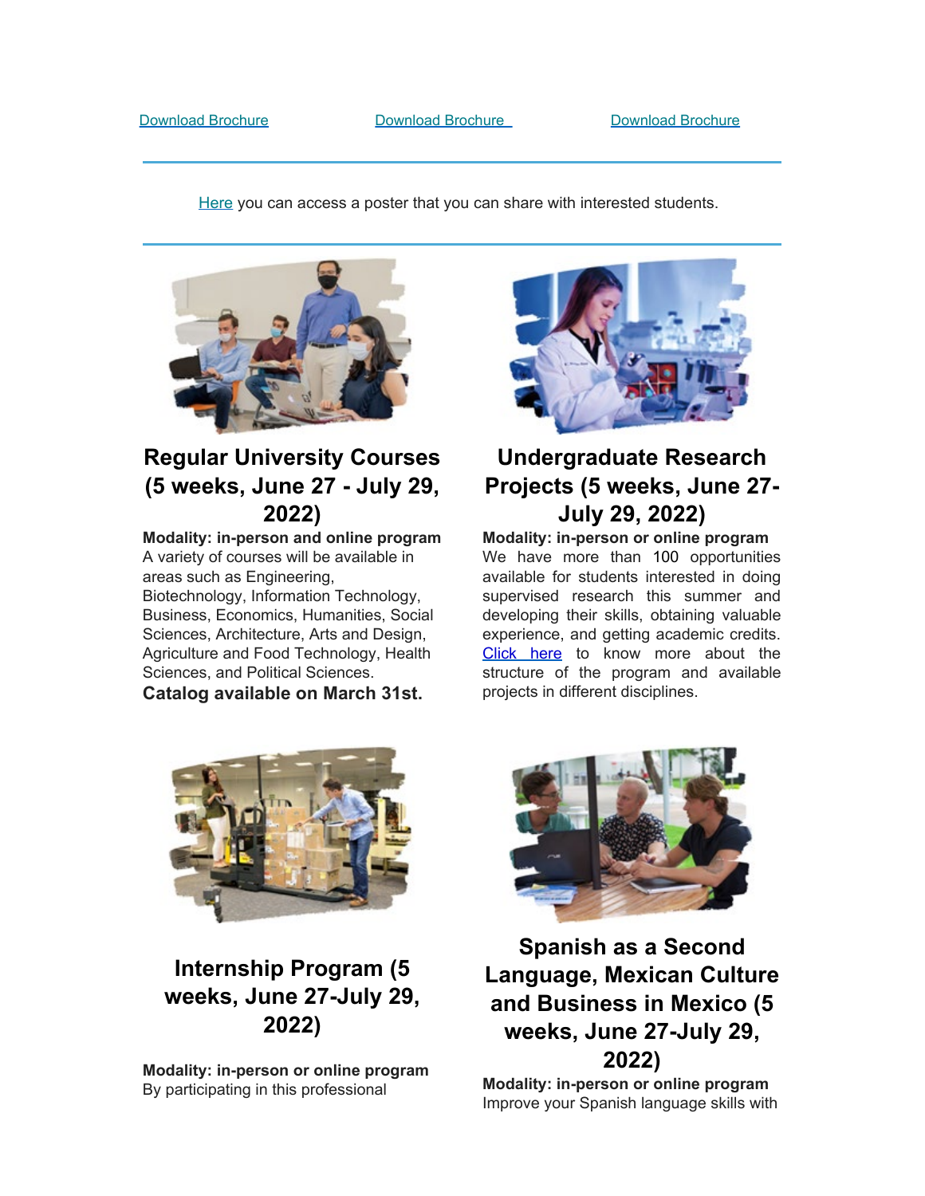Download Brochure | Download Brochure | Download Brochure

---

Here you can access a poster that you can share with interested students.

---

## Regular University Courses (5 weeks, June 27 - July 29, 2022)

**Modality: in-person and online program**
A variety of courses will be available in areas such as Engineering, Biotechnology, Information Technology, Business, Economics, Humanities, Social Sciences, Architecture, Arts and Design, Agriculture and Food Technology, Health Sciences, and Political Sciences.
**Catalog available on March 31st.**

## Undergraduate Research Projects (5 weeks, June 27- July 29, 2022)

**Modality: in-person or online program**
We have more than 100 opportunities available for students interested in doing supervised research this summer and developing their skills, obtaining valuable experience, and getting academic credits. Click here to know more about the structure of the program and available projects in different disciplines.

## Internship Program (5 weeks, June 27-July 29, 2022)

**Modality: in-person or online program**
By participating in this professional

## Spanish as a Second Language, Mexican Culture and Business in Mexico (5 weeks, June 27-July 29, 2022)

**Modality: in-person or online program**
Improve your Spanish language skills with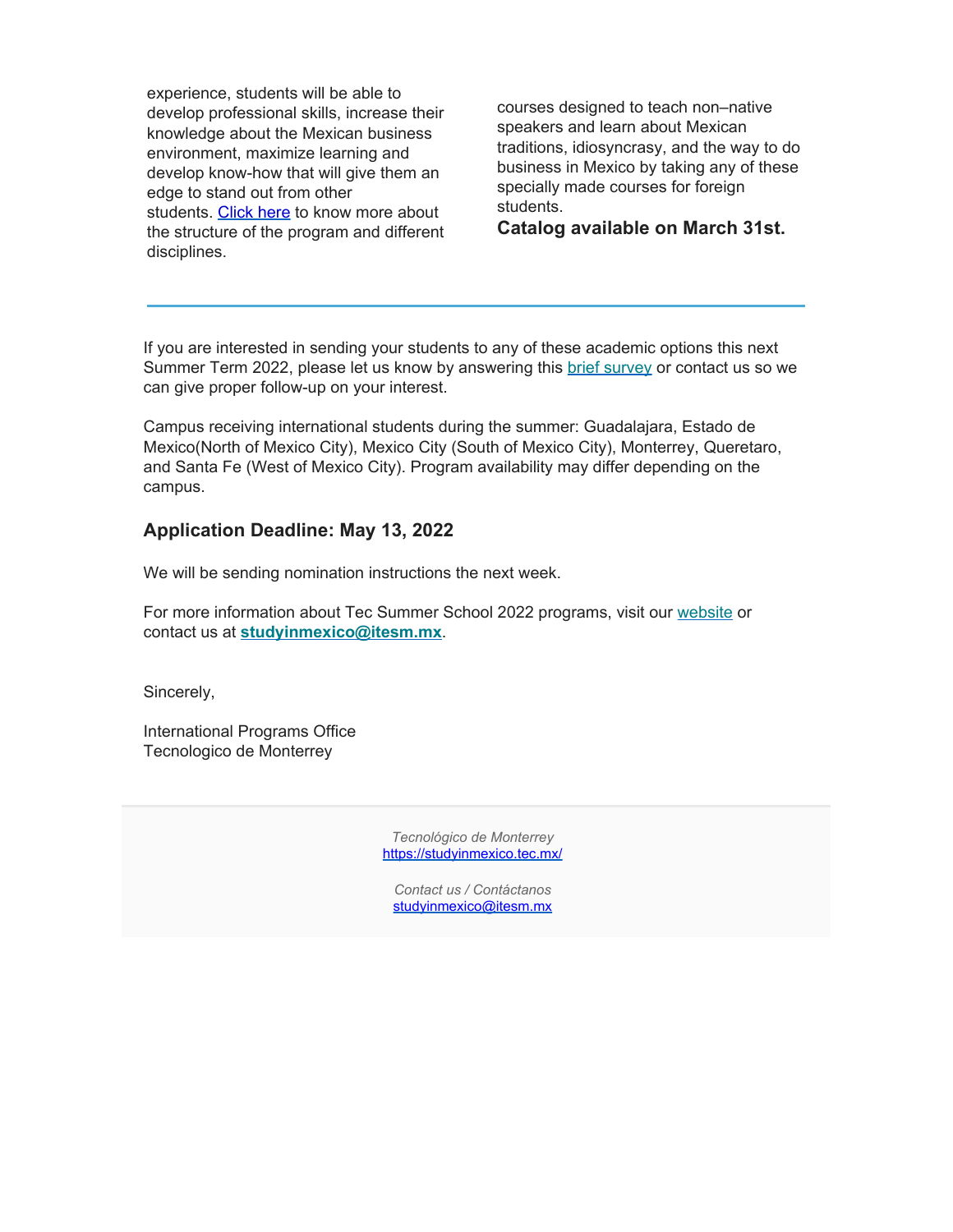experience, students will be able to develop professional skills, increase their knowledge about the Mexican business environment, maximize learning and develop know-how that will give them an edge to stand out from other students. Click here to know more about the structure of the program and different disciplines.

courses designed to teach non–native speakers and learn about Mexican traditions, idiosyncrasy, and the way to do business in Mexico by taking any of these specially made courses for foreign students.

**Catalog available on March 31st.**

---

If you are interested in sending your students to any of these academic options this next Summer Term 2022, please let us know by answering this brief survey or contact us so we can give proper follow-up on your interest.

Campus receiving international students during the summer: Guadalajara, Estado de Mexico(North of Mexico City), Mexico City (South of Mexico City), Monterrey, Queretaro, and Santa Fe (West of Mexico City). Program availability may differ depending on the campus.

### Application Deadline: May 13, 2022

We will be sending nomination instructions the next week.

For more information about Tec Summer School 2022 programs, visit our website or contact us at **studyinmexico@itesm.mx**.

Sincerely,

International Programs Office
Tecnologico de Monterrey

*Tecnológico de Monterrey*
https://studyinmexico.tec.mx/

*Contact us / Contáctanos*
studyinmexico@itesm.mx